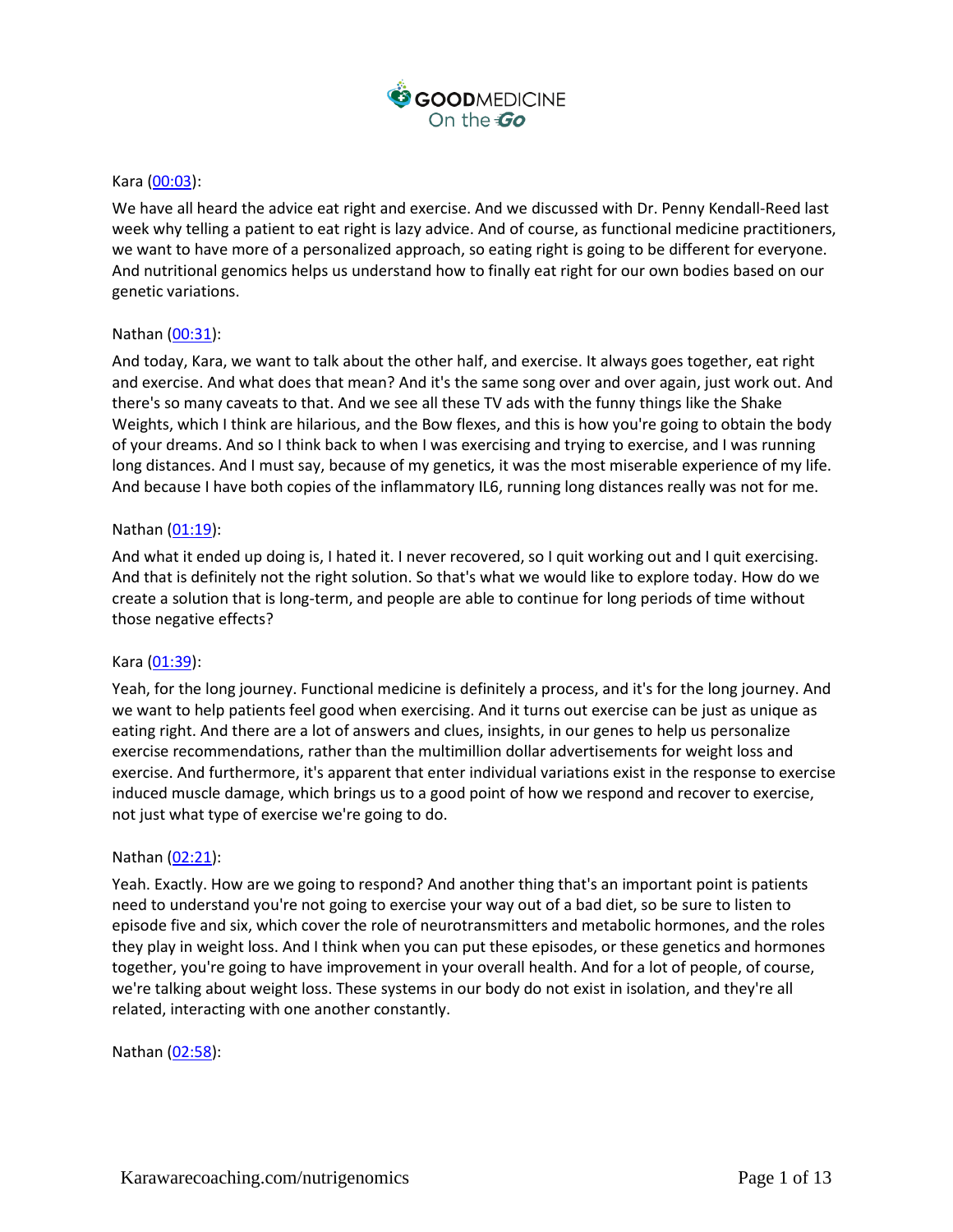Kara (00:03):

We have all heard the advice eat right and exercise. And we discussed with Dr. Penny Kendall-Reed last week why telling a patient to eat right is lazy advice. And of course, as functional medicine practitioners, we want to have more of a personalized approach, so eating right is going to be different for everyone. And nutritional genomics helps us understand how to finally eat right for our own bodies based on our genetic variations.

Nathan (00:31):

And today, Kara, we want to talk about the other half, and exercise. It always goes together, eat right and exercise. And what does that mean? And it's the same song over and over again, just work out. And there's so many caveats to that. And we see all these TV ads with the funny things like the Shake Weights, which I think are hilarious, and the Bow flexes, and this is how you're going to obtain the body of your dreams. And so I think back to when I was exercising and trying to exercise, and I was running long distances. And I must say, because of my genetics, it was the most miserable experience of my life. And because I have both copies of the inflammatory IL6, running long distances really was not for me.

Nathan (01:19):

And what it ended up doing is, I hated it. I never recovered, so I quit working out and I quit exercising. And that is definitely not the right solution. So that's what we would like to explore today. How do we create a solution that is long-term, and people are able to continue for long periods of time without those negative effects?

Kara (01:39):

Yeah, for the long journey. Functional medicine is definitely a process, and it's for the long journey. And we want to help patients feel good when exercising. And it turns out exercise can be just as unique as eating right. And there are a lot of answers and clues, insights, in our genes to help us personalize exercise recommendations, rather than the multimillion dollar advertisements for weight loss and exercise. And furthermore, it's apparent that enter individual variations exist in the response to exercise induced muscle damage, which brings us to a good point of how we respond and recover to exercise, not just what type of exercise we're going to do.

Nathan (02:21):

Yeah. Exactly. How are we going to respond? And another thing that's an important point is patients need to understand you're not going to exercise your way out of a bad diet, so be sure to listen to episode five and six, which cover the role of neurotransmitters and metabolic hormones, and the roles they play in weight loss. And I think when you can put these episodes, or these genetics and hormones together, you're going to have improvement in your overall health. And for a lot of people, of course, we're talking about weight loss. These systems in our body do not exist in isolation, and they're all related, interacting with one another constantly.

Nathan (02:58):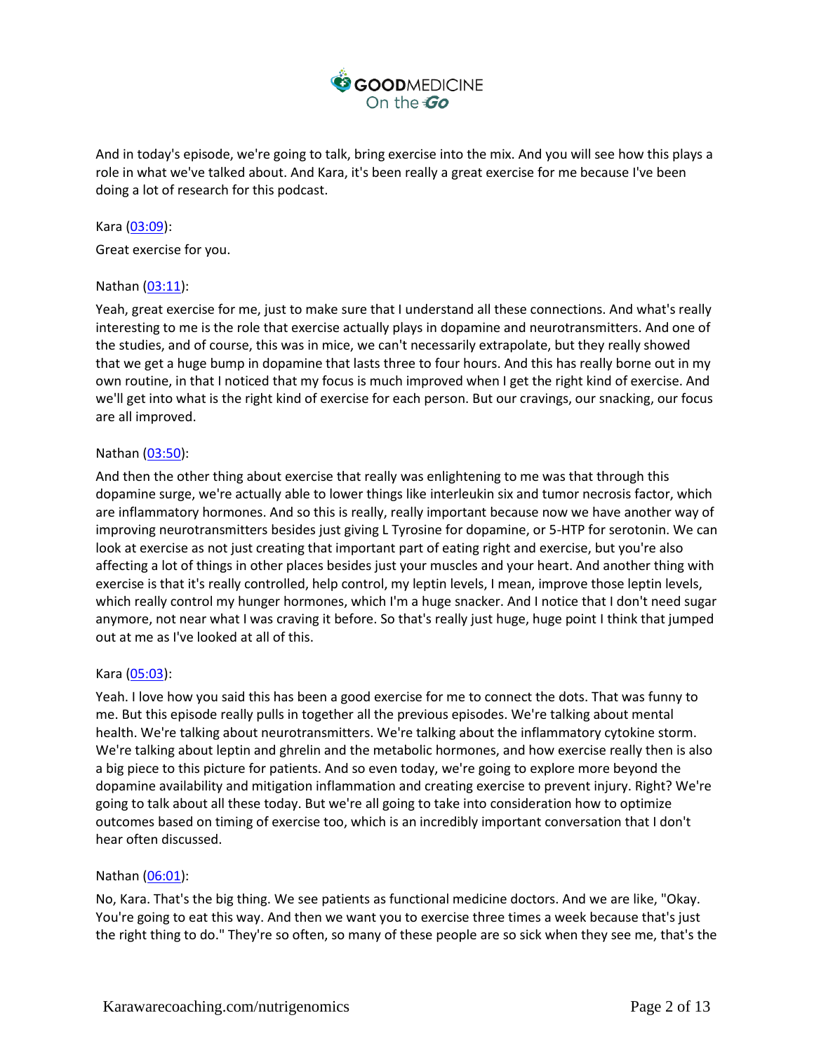And in today's episode, we're going to talk, bring exercise into the mix. And you will see how this plays a role in what we've talked about. And Kara, it's been really a great exercise for me because I've been doing a lot of research for this podcast.

Kara ([03:09](#)):

Great exercise for you.

Nathan ([03:11](#)):

Yeah, great exercise for me, just to make sure that I understand all these connections. And what's really interesting to me is the role that exercise actually plays in dopamine and neurotransmitters. And one of the studies, and of course, this was in mice, we can't necessarily extrapolate, but they really showed that we get a huge bump in dopamine that lasts three to four hours. And this has really borne out in my own routine, in that I noticed that my focus is much improved when I get the right kind of exercise. And we'll get into what is the right kind of exercise for each person. But our cravings, our snacking, our focus are all improved.

Nathan ([03:50](#)):

And then the other thing about exercise that really was enlightening to me was that through this dopamine surge, we're actually able to lower things like interleukin six and tumor necrosis factor, which are inflammatory hormones. And so this is really, really important because now we have another way of improving neurotransmitters besides just giving L Tyrosine for dopamine, or 5-HTP for serotonin. We can look at exercise as not just creating that important part of eating right and exercise, but you're also affecting a lot of things in other places besides just your muscles and your heart. And another thing with exercise is that it's really controlled, help control, my leptin levels, I mean, improve those leptin levels, which really control my hunger hormones, which I'm a huge snacker. And I notice that I don't need sugar anymore, not near what I was craving it before. So that's really just huge, huge point I think that jumped out at me as I've looked at all of this.

Kara ([05:03](#)):

Yeah. I love how you said this has been a good exercise for me to connect the dots. That was funny to me. But this episode really pulls in together all the previous episodes. We're talking about mental health. We're talking about neurotransmitters. We're talking about the inflammatory cytokine storm. We're talking about leptin and ghrelin and the metabolic hormones, and how exercise really then is also a big piece to this picture for patients. And so even today, we're going to explore more beyond the dopamine availability and mitigation inflammation and creating exercise to prevent injury. Right? We're going to talk about all these today. But we're all going to take into consideration how to optimize outcomes based on timing of exercise too, which is an incredibly important conversation that I don't hear often discussed.

Nathan ([06:01](#)):

No, Kara. That's the big thing. We see patients as functional medicine doctors. And we are like, "Okay. You're going to eat this way. And then we want you to exercise three times a week because that's just the right thing to do." They're so often, so many of these people are so sick when they see me, that's the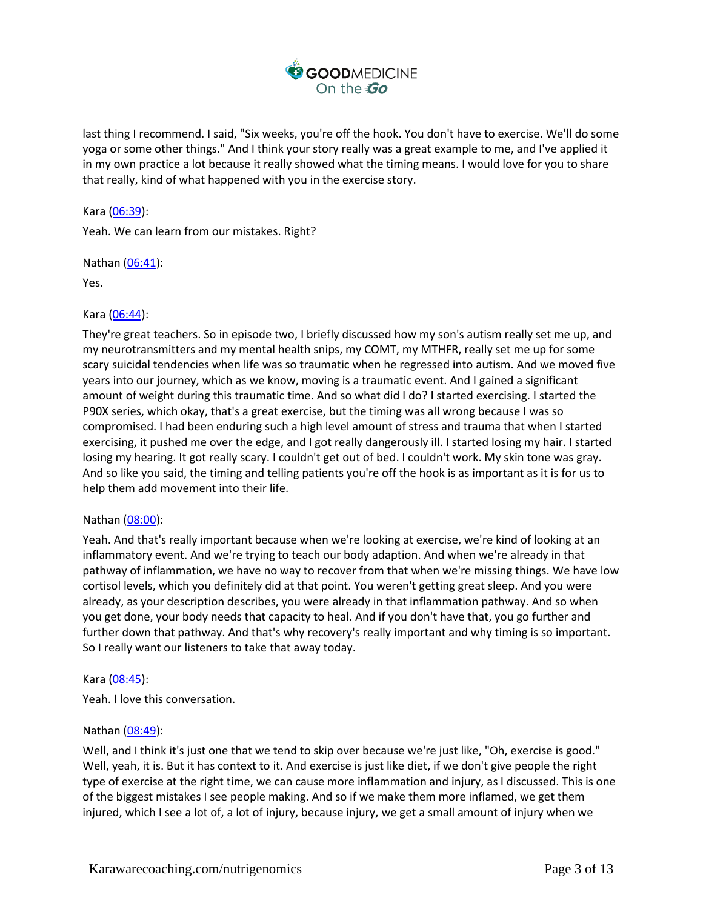last thing I recommend. I said, "Six weeks, you're off the hook. You don't have to exercise. We'll do some yoga or some other things." And I think your story really was a great example to me, and I've applied it in my own practice a lot because it really showed what the timing means. I would love for you to share that really, kind of what happened with you in the exercise story.

Kara ([06:39](#)):

Yeah. We can learn from our mistakes. Right?

Nathan ([06:41](#)):

Yes.

Kara ([06:44](#)):

They're great teachers. So in episode two, I briefly discussed how my son's autism really set me up, and my neurotransmitters and my mental health snips, my COMT, my MTHFR, really set me up for some scary suicidal tendencies when life was so traumatic when he regressed into autism. And we moved five years into our journey, which as we know, moving is a traumatic event. And I gained a significant amount of weight during this traumatic time. And so what did I do? I started exercising. I started the P90X series, which okay, that's a great exercise, but the timing was all wrong because I was so compromised. I had been enduring such a high level amount of stress and trauma that when I started exercising, it pushed me over the edge, and I got really dangerously ill. I started losing my hair. I started losing my hearing. It got really scary. I couldn't get out of bed. I couldn't work. My skin tone was gray. And so like you said, the timing and telling patients you're off the hook is as important as it is for us to help them add movement into their life.

Nathan ([08:00](#)):

Yeah. And that's really important because when we're looking at exercise, we're kind of looking at an inflammatory event. And we're trying to teach our body adaption. And when we're already in that pathway of inflammation, we have no way to recover from that when we're missing things. We have low cortisol levels, which you definitely did at that point. You weren't getting great sleep. And you were already, as your description describes, you were already in that inflammation pathway. And so when you get done, your body needs that capacity to heal. And if you don't have that, you go further and further down that pathway. And that's why recovery's really important and why timing is so important. So I really want our listeners to take that away today.

Kara ([08:45](#)):

Yeah. I love this conversation.

Nathan ([08:49](#)):

Well, and I think it's just one that we tend to skip over because we're just like, "Oh, exercise is good." Well, yeah, it is. But it has context to it. And exercise is just like diet, if we don't give people the right type of exercise at the right time, we can cause more inflammation and injury, as I discussed. This is one of the biggest mistakes I see people making. And so if we make them more inflamed, we get them injured, which I see a lot of, a lot of injury, because injury, we get a small amount of injury when we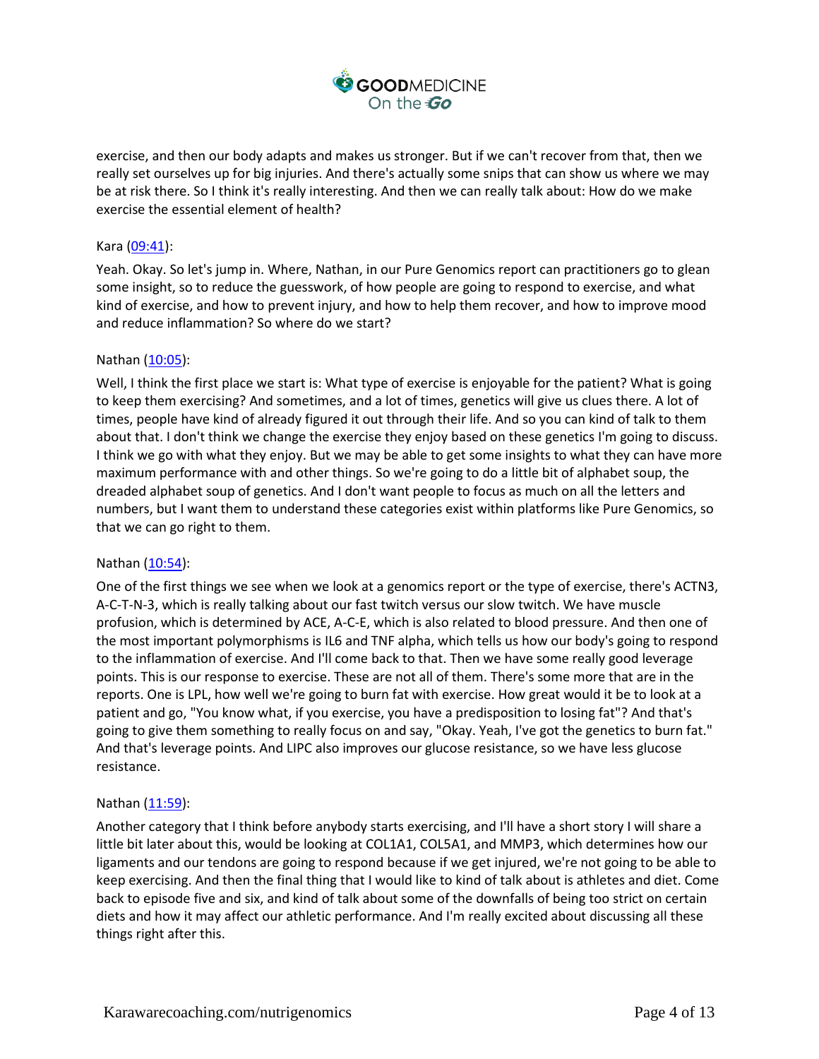exercise, and then our body adapts and makes us stronger. But if we can't recover from that, then we really set ourselves up for big injuries. And there's actually some snips that can show us where we may be at risk there. So I think it's really interesting. And then we can really talk about: How do we make exercise the essential element of health?

Kara ([09:41](#)):

Yeah. Okay. So let's jump in. Where, Nathan, in our Pure Genomics report can practitioners go to glean some insight, so to reduce the guesswork, of how people are going to respond to exercise, and what kind of exercise, and how to prevent injury, and how to help them recover, and how to improve mood and reduce inflammation? So where do we start?

Nathan ([10:05](#)):

Well, I think the first place we start is: What type of exercise is enjoyable for the patient? What is going to keep them exercising? And sometimes, and a lot of times, genetics will give us clues there. A lot of times, people have kind of already figured it out through their life. And so you can kind of talk to them about that. I don't think we change the exercise they enjoy based on these genetics I'm going to discuss. I think we go with what they enjoy. But we may be able to get some insights to what they can have more maximum performance with and other things. So we're going to do a little bit of alphabet soup, the dreaded alphabet soup of genetics. And I don't want people to focus as much on all the letters and numbers, but I want them to understand these categories exist within platforms like Pure Genomics, so that we can go right to them.

Nathan ([10:54](#)):

One of the first things we see when we look at a genomics report or the type of exercise, there's ACTN3, A-C-T-N-3, which is really talking about our fast twitch versus our slow twitch. We have muscle profusion, which is determined by ACE, A-C-E, which is also related to blood pressure. And then one of the most important polymorphisms is IL6 and TNF alpha, which tells us how our body's going to respond to the inflammation of exercise. And I'll come back to that. Then we have some really good leverage points. This is our response to exercise. These are not all of them. There's some more that are in the reports. One is LPL, how well we're going to burn fat with exercise. How great would it be to look at a patient and go, "You know what, if you exercise, you have a predisposition to losing fat"? And that's going to give them something to really focus on and say, "Okay. Yeah, I've got the genetics to burn fat." And that's leverage points. And LIPC also improves our glucose resistance, so we have less glucose resistance.

Nathan ([11:59](#)):

Another category that I think before anybody starts exercising, and I'll have a short story I will share a little bit later about this, would be looking at COL1A1, COL5A1, and MMP3, which determines how our ligaments and our tendons are going to respond because if we get injured, we're not going to be able to keep exercising. And then the final thing that I would like to kind of talk about is athletes and diet. Come back to episode five and six, and kind of talk about some of the downfalls of being too strict on certain diets and how it may affect our athletic performance. And I'm really excited about discussing all these things right after this.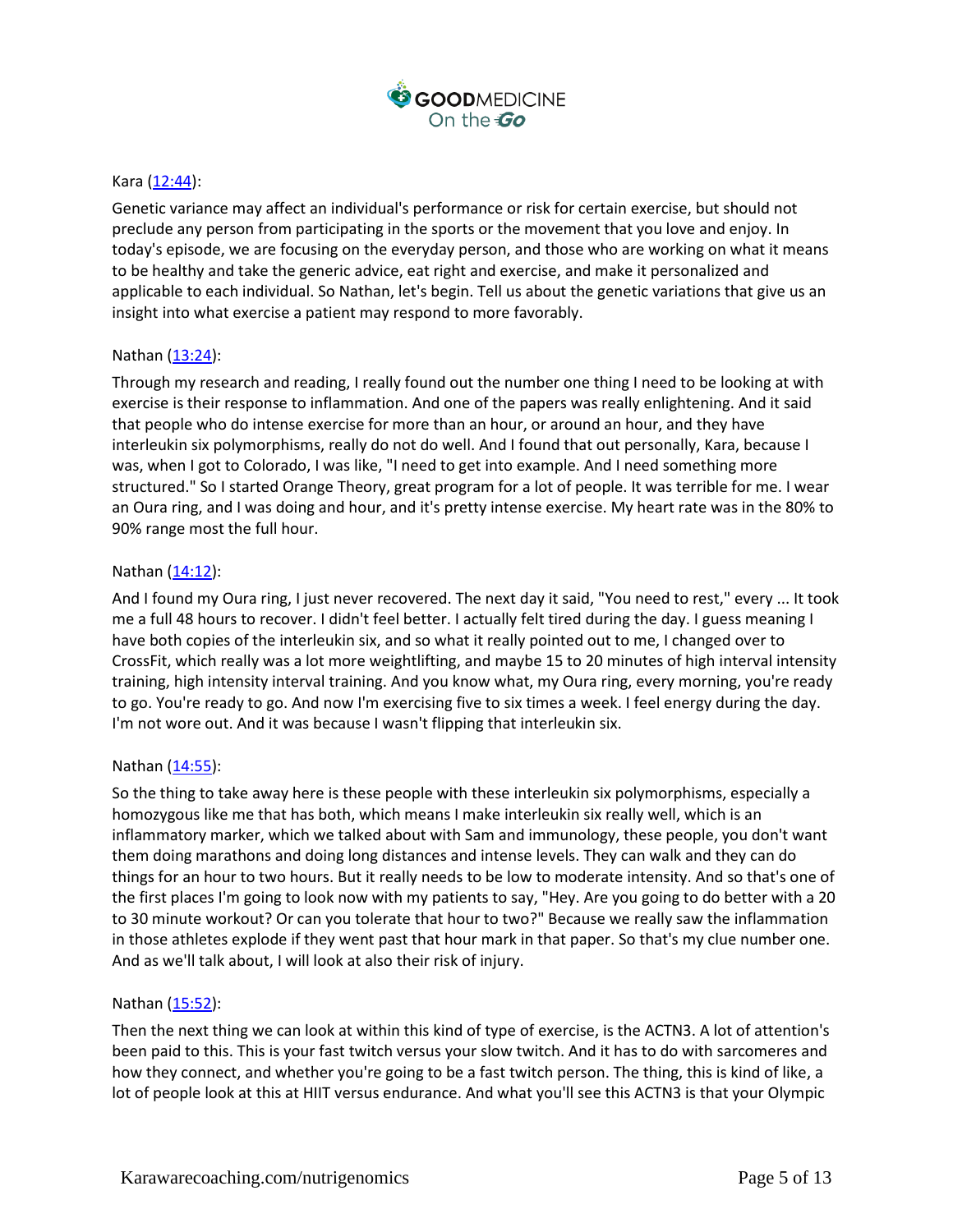Kara ([12:44](#)):

Genetic variance may affect an individual's performance or risk for certain exercise, but should not preclude any person from participating in the sports or the movement that you love and enjoy. In today's episode, we are focusing on the everyday person, and those who are working on what it means to be healthy and take the generic advice, eat right and exercise, and make it personalized and applicable to each individual. So Nathan, let's begin. Tell us about the genetic variations that give us an insight into what exercise a patient may respond to more favorably.

Nathan ([13:24](#)):

Through my research and reading, I really found out the number one thing I need to be looking at with exercise is their response to inflammation. And one of the papers was really enlightening. And it said that people who do intense exercise for more than an hour, or around an hour, and they have interleukin six polymorphisms, really do not do well. And I found that out personally, Kara, because I was, when I got to Colorado, I was like, "I need to get into example. And I need something more structured." So I started Orange Theory, great program for a lot of people. It was terrible for me. I wear an Oura ring, and I was doing and hour, and it's pretty intense exercise. My heart rate was in the 80% to 90% range most the full hour.

Nathan ([14:12](#)):

And I found my Oura ring, I just never recovered. The next day it said, "You need to rest," every ... It took me a full 48 hours to recover. I didn't feel better. I actually felt tired during the day. I guess meaning I have both copies of the interleukin six, and so what it really pointed out to me, I changed over to CrossFit, which really was a lot more weightlifting, and maybe 15 to 20 minutes of high interval intensity training, high intensity interval training. And you know what, my Oura ring, every morning, you're ready to go. You're ready to go. And now I'm exercising five to six times a week. I feel energy during the day. I'm not wore out. And it was because I wasn't flipping that interleukin six.

Nathan ([14:55](#)):

So the thing to take away here is these people with these interleukin six polymorphisms, especially a homozygous like me that has both, which means I make interleukin six really well, which is an inflammatory marker, which we talked about with Sam and immunology, these people, you don't want them doing marathons and doing long distances and intense levels. They can walk and they can do things for an hour to two hours. But it really needs to be low to moderate intensity. And so that's one of the first places I'm going to look now with my patients to say, "Hey. Are you going to do better with a 20 to 30 minute workout? Or can you tolerate that hour to two?" Because we really saw the inflammation in those athletes explode if they went past that hour mark in that paper. So that's my clue number one. And as we'll talk about, I will look at also their risk of injury.

Nathan ([15:52](#)):

Then the next thing we can look at within this kind of type of exercise, is the ACTN3. A lot of attention's been paid to this. This is your fast twitch versus your slow twitch. And it has to do with sarcomeres and how they connect, and whether you're going to be a fast twitch person. The thing, this is kind of like, a lot of people look at this at HIIT versus endurance. And what you'll see this ACTN3 is that your Olympic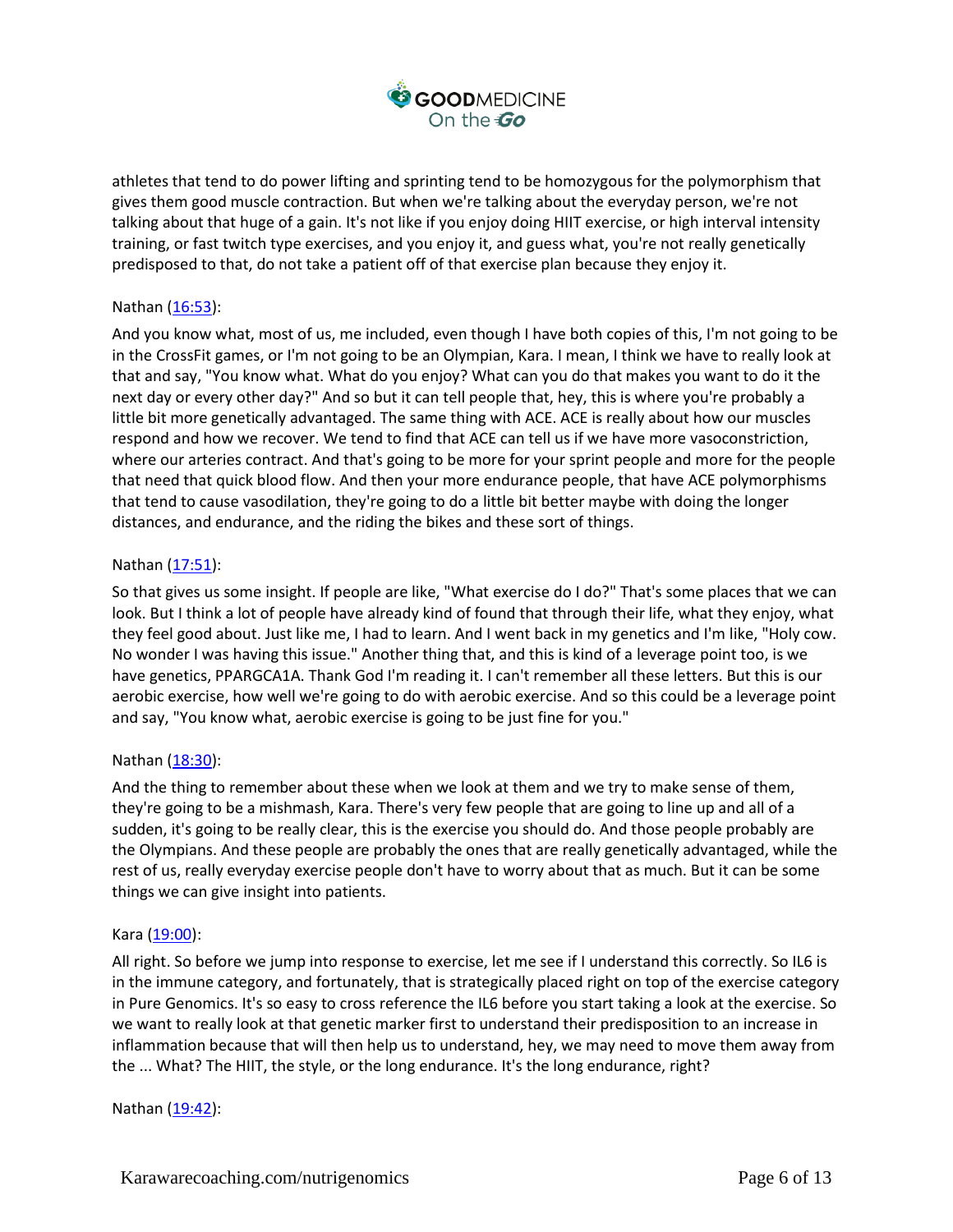athletes that tend to do power lifting and sprinting tend to be homozygous for the polymorphism that gives them good muscle contraction. But when we're talking about the everyday person, we're not talking about that huge of a gain. It's not like if you enjoy doing HIIT exercise, or high interval intensity training, or fast twitch type exercises, and you enjoy it, and guess what, you're not really genetically predisposed to that, do not take a patient off of that exercise plan because they enjoy it.

Nathan ([16:53]()):

And you know what, most of us, me included, even though I have both copies of this, I'm not going to be in the CrossFit games, or I'm not going to be an Olympian, Kara. I mean, I think we have to really look at that and say, "You know what. What do you enjoy? What can you do that makes you want to do it the next day or every other day?" And so but it can tell people that, hey, this is where you're probably a little bit more genetically advantaged. The same thing with ACE. ACE is really about how our muscles respond and how we recover. We tend to find that ACE can tell us if we have more vasoconstriction, where our arteries contract. And that's going to be more for your sprint people and more for the people that need that quick blood flow. And then your more endurance people, that have ACE polymorphisms that tend to cause vasodilation, they're going to do a little bit better maybe with doing the longer distances, and endurance, and the riding the bikes and these sort of things.

Nathan ([17:51]()):

So that gives us some insight. If people are like, "What exercise do I do?" That's some places that we can look. But I think a lot of people have already kind of found that through their life, what they enjoy, what they feel good about. Just like me, I had to learn. And I went back in my genetics and I'm like, "Holy cow. No wonder I was having this issue." Another thing that, and this is kind of a leverage point too, is we have genetics, PPARGCA1A. Thank God I'm reading it. I can't remember all these letters. But this is our aerobic exercise, how well we're going to do with aerobic exercise. And so this could be a leverage point and say, "You know what, aerobic exercise is going to be just fine for you."

Nathan ([18:30]()):

And the thing to remember about these when we look at them and we try to make sense of them, they're going to be a mishmash, Kara. There's very few people that are going to line up and all of a sudden, it's going to be really clear, this is the exercise you should do. And those people probably are the Olympians. And these people are probably the ones that are really genetically advantaged, while the rest of us, really everyday exercise people don't have to worry about that as much. But it can be some things we can give insight into patients.

Kara ([19:00]()):

All right. So before we jump into response to exercise, let me see if I understand this correctly. So IL6 is in the immune category, and fortunately, that is strategically placed right on top of the exercise category in Pure Genomics. It's so easy to cross reference the IL6 before you start taking a look at the exercise. So we want to really look at that genetic marker first to understand their predisposition to an increase in inflammation because that will then help us to understand, hey, we may need to move them away from the ... What? The HIIT, the style, or the long endurance. It's the long endurance, right?

Nathan ([19:42]()):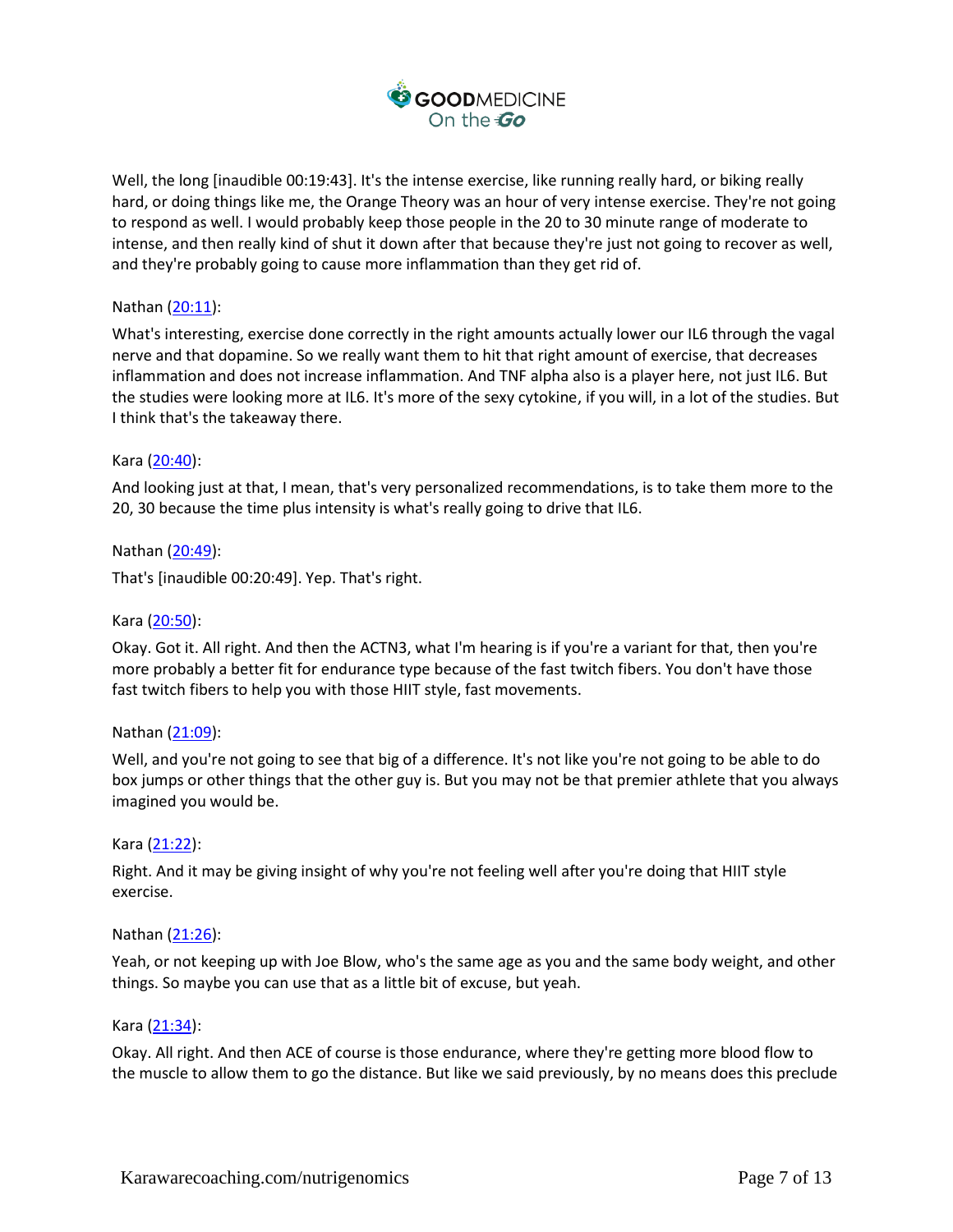Well, the long [inaudible 00:19:43]. It's the intense exercise, like running really hard, or biking really hard, or doing things like me, the Orange Theory was an hour of very intense exercise. They're not going to respond as well. I would probably keep those people in the 20 to 30 minute range of moderate to intense, and then really kind of shut it down after that because they're just not going to recover as well, and they're probably going to cause more inflammation than they get rid of.

Nathan (20:11):

What's interesting, exercise done correctly in the right amounts actually lower our IL6 through the vagal nerve and that dopamine. So we really want them to hit that right amount of exercise, that decreases inflammation and does not increase inflammation. And TNF alpha also is a player here, not just IL6. But the studies were looking more at IL6. It's more of the sexy cytokine, if you will, in a lot of the studies. But I think that's the takeaway there.

Kara (20:40):

And looking just at that, I mean, that's very personalized recommendations, is to take them more to the 20, 30 because the time plus intensity is what's really going to drive that IL6.

Nathan (20:49):

That's [inaudible 00:20:49]. Yep. That's right.

Kara (20:50):

Okay. Got it. All right. And then the ACTN3, what I'm hearing is if you're a variant for that, then you're more probably a better fit for endurance type because of the fast twitch fibers. You don't have those fast twitch fibers to help you with those HIIT style, fast movements.

Nathan (21:09):

Well, and you're not going to see that big of a difference. It's not like you're not going to be able to do box jumps or other things that the other guy is. But you may not be that premier athlete that you always imagined you would be.

Kara (21:22):

Right. And it may be giving insight of why you're not feeling well after you're doing that HIIT style exercise.

Nathan (21:26):

Yeah, or not keeping up with Joe Blow, who's the same age as you and the same body weight, and other things. So maybe you can use that as a little bit of excuse, but yeah.

Kara (21:34):

Okay. All right. And then ACE of course is those endurance, where they're getting more blood flow to the muscle to allow them to go the distance. But like we said previously, by no means does this preclude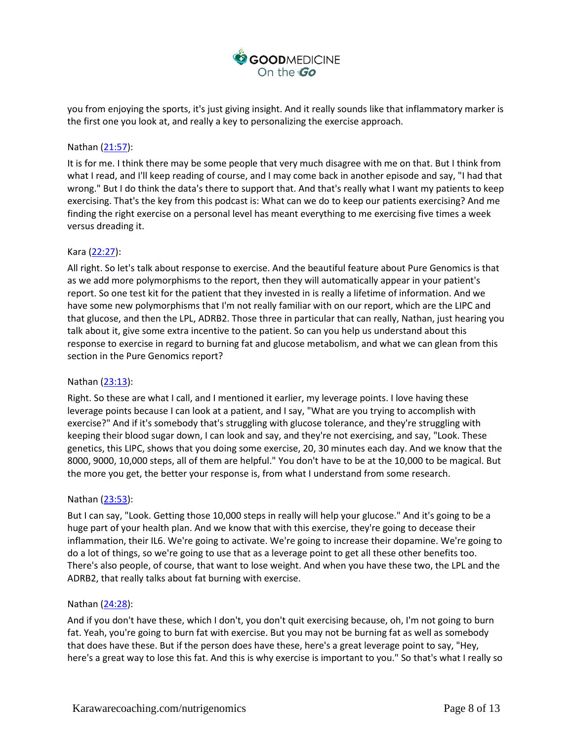you from enjoying the sports, it's just giving insight. And it really sounds like that inflammatory marker is the first one you look at, and really a key to personalizing the exercise approach.

Nathan ([21:57](#)):

It is for me. I think there may be some people that very much disagree with me on that. But I think from what I read, and I'll keep reading of course, and I may come back in another episode and say, "I had that wrong." But I do think the data's there to support that. And that's really what I want my patients to keep exercising. That's the key from this podcast is: What can we do to keep our patients exercising? And me finding the right exercise on a personal level has meant everything to me exercising five times a week versus dreading it.

Kara ([22:27](#)):

All right. So let's talk about response to exercise. And the beautiful feature about Pure Genomics is that as we add more polymorphisms to the report, then they will automatically appear in your patient's report. So one test kit for the patient that they invested in is really a lifetime of information. And we have some new polymorphisms that I'm not really familiar with on our report, which are the LIPC and that glucose, and then the LPL, ADRB2. Those three in particular that can really, Nathan, just hearing you talk about it, give some extra incentive to the patient. So can you help us understand about this response to exercise in regard to burning fat and glucose metabolism, and what we can glean from this section in the Pure Genomics report?

Nathan ([23:13](#)):

Right. So these are what I call, and I mentioned it earlier, my leverage points. I love having these leverage points because I can look at a patient, and I say, "What are you trying to accomplish with exercise?" And if it's somebody that's struggling with glucose tolerance, and they're struggling with keeping their blood sugar down, I can look and say, and they're not exercising, and say, "Look. These genetics, this LIPC, shows that you doing some exercise, 20, 30 minutes each day. And we know that the 8000, 9000, 10,000 steps, all of them are helpful." You don't have to be at the 10,000 to be magical. But the more you get, the better your response is, from what I understand from some research.

Nathan ([23:53](#)):

But I can say, "Look. Getting those 10,000 steps in really will help your glucose." And it's going to be a huge part of your health plan. And we know that with this exercise, they're going to decease their inflammation, their IL6. We're going to activate. We're going to increase their dopamine. We're going to do a lot of things, so we're going to use that as a leverage point to get all these other benefits too. There's also people, of course, that want to lose weight. And when you have these two, the LPL and the ADRB2, that really talks about fat burning with exercise.

Nathan ([24:28](#)):

And if you don't have these, which I don't, you don't quit exercising because, oh, I'm not going to burn fat. Yeah, you're going to burn fat with exercise. But you may not be burning fat as well as somebody that does have these. But if the person does have these, here's a great leverage point to say, "Hey, here's a great way to lose this fat. And this is why exercise is important to you." So that's what I really so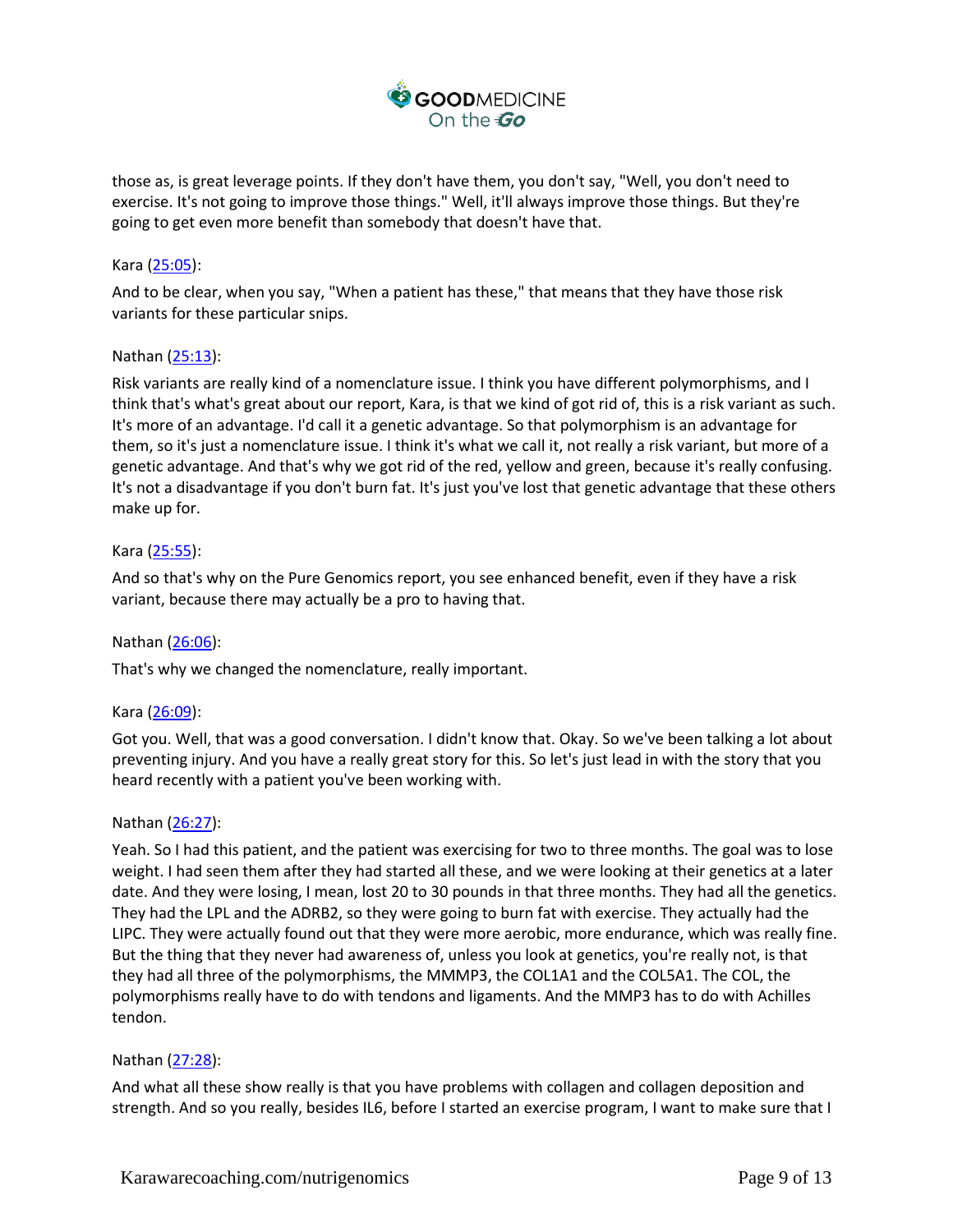those as, is great leverage points. If they don't have them, you don't say, "Well, you don't need to exercise. It's not going to improve those things." Well, it'll always improve those things. But they're going to get even more benefit than somebody that doesn't have that.

Kara (25:05):

And to be clear, when you say, "When a patient has these," that means that they have those risk variants for these particular snips.

Nathan (25:13):

Risk variants are really kind of a nomenclature issue. I think you have different polymorphisms, and I think that's what's great about our report, Kara, is that we kind of got rid of, this is a risk variant as such. It's more of an advantage. I'd call it a genetic advantage. So that polymorphism is an advantage for them, so it's just a nomenclature issue. I think it's what we call it, not really a risk variant, but more of a genetic advantage. And that's why we got rid of the red, yellow and green, because it's really confusing. It's not a disadvantage if you don't burn fat. It's just you've lost that genetic advantage that these others make up for.

Kara (25:55):

And so that's why on the Pure Genomics report, you see enhanced benefit, even if they have a risk variant, because there may actually be a pro to having that.

Nathan (26:06):

That's why we changed the nomenclature, really important.

Kara (26:09):

Got you. Well, that was a good conversation. I didn't know that. Okay. So we've been talking a lot about preventing injury. And you have a really great story for this. So let's just lead in with the story that you heard recently with a patient you've been working with.

Nathan (26:27):

Yeah. So I had this patient, and the patient was exercising for two to three months. The goal was to lose weight. I had seen them after they had started all these, and we were looking at their genetics at a later date. And they were losing, I mean, lost 20 to 30 pounds in that three months. They had all the genetics. They had the LPL and the ADRB2, so they were going to burn fat with exercise. They actually had the LIPC. They were actually found out that they were more aerobic, more endurance, which was really fine. But the thing that they never had awareness of, unless you look at genetics, you're really not, is that they had all three of the polymorphisms, the MMMP3, the COL1A1 and the COL5A1. The COL, the polymorphisms really have to do with tendons and ligaments. And the MMP3 has to do with Achilles tendon.

Nathan (27:28):

And what all these show really is that you have problems with collagen and collagen deposition and strength. And so you really, besides IL6, before I started an exercise program, I want to make sure that I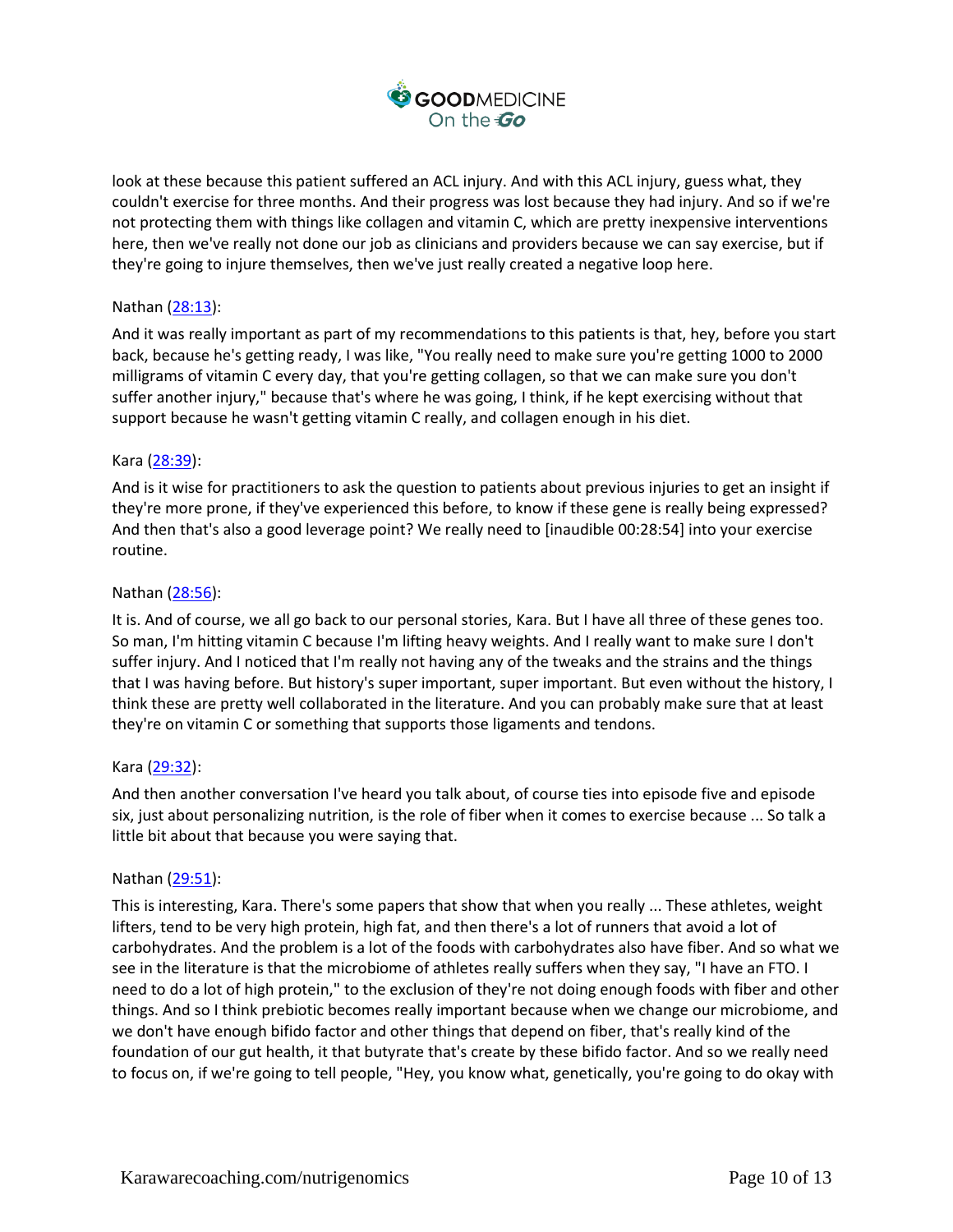look at these because this patient suffered an ACL injury. And with this ACL injury, guess what, they couldn't exercise for three months. And their progress was lost because they had injury. And so if we're not protecting them with things like collagen and vitamin C, which are pretty inexpensive interventions here, then we've really not done our job as clinicians and providers because we can say exercise, but if they're going to injure themselves, then we've just really created a negative loop here.

Nathan ([28:13](28:13)):

And it was really important as part of my recommendations to this patients is that, hey, before you start back, because he's getting ready, I was like, "You really need to make sure you're getting 1000 to 2000 milligrams of vitamin C every day, that you're getting collagen, so that we can make sure you don't suffer another injury," because that's where he was going, I think, if he kept exercising without that support because he wasn't getting vitamin C really, and collagen enough in his diet.

Kara ([28:39](28:39)):

And is it wise for practitioners to ask the question to patients about previous injuries to get an insight if they're more prone, if they've experienced this before, to know if these gene is really being expressed? And then that's also a good leverage point? We really need to [inaudible 00:28:54] into your exercise routine.

Nathan ([28:56](28:56)):

It is. And of course, we all go back to our personal stories, Kara. But I have all three of these genes too. So man, I'm hitting vitamin C because I'm lifting heavy weights. And I really want to make sure I don't suffer injury. And I noticed that I'm really not having any of the tweaks and the strains and the things that I was having before. But history's super important, super important. But even without the history, I think these are pretty well collaborated in the literature. And you can probably make sure that at least they're on vitamin C or something that supports those ligaments and tendons.

Kara ([29:32](29:32)):

And then another conversation I've heard you talk about, of course ties into episode five and episode six, just about personalizing nutrition, is the role of fiber when it comes to exercise because ... So talk a little bit about that because you were saying that.

Nathan ([29:51](29:51)):

This is interesting, Kara. There's some papers that show that when you really ... These athletes, weight lifters, tend to be very high protein, high fat, and then there's a lot of runners that avoid a lot of carbohydrates. And the problem is a lot of the foods with carbohydrates also have fiber. And so what we see in the literature is that the microbiome of athletes really suffers when they say, "I have an FTO. I need to do a lot of high protein," to the exclusion of they're not doing enough foods with fiber and other things. And so I think prebiotic becomes really important because when we change our microbiome, and we don't have enough bifido factor and other things that depend on fiber, that's really kind of the foundation of our gut health, it that butyrate that's create by these bifido factor. And so we really need to focus on, if we're going to tell people, "Hey, you know what, genetically, you're going to do okay with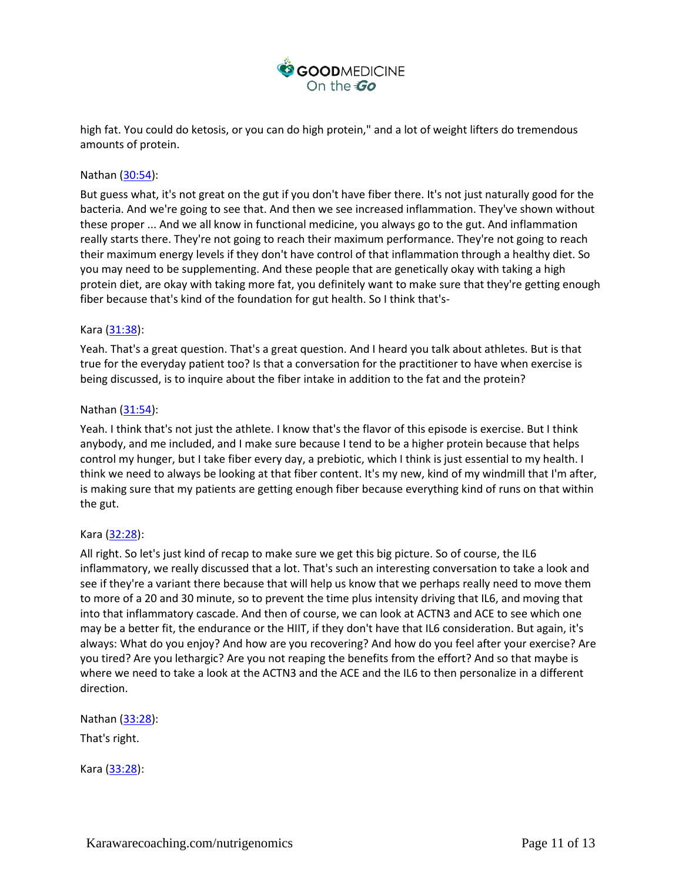high fat. You could do ketosis, or you can do high protein," and a lot of weight lifters do tremendous amounts of protein.

Nathan ([30:54](#)):

But guess what, it's not great on the gut if you don't have fiber there. It's not just naturally good for the bacteria. And we're going to see that. And then we see increased inflammation. They've shown without these proper ... And we all know in functional medicine, you always go to the gut. And inflammation really starts there. They're not going to reach their maximum performance. They're not going to reach their maximum energy levels if they don't have control of that inflammation through a healthy diet. So you may need to be supplementing. And these people that are genetically okay with taking a high protein diet, are okay with taking more fat, you definitely want to make sure that they're getting enough fiber because that's kind of the foundation for gut health. So I think that's-

Kara ([31:38](#)):

Yeah. That's a great question. That's a great question. And I heard you talk about athletes. But is that true for the everyday patient too? Is that a conversation for the practitioner to have when exercise is being discussed, is to inquire about the fiber intake in addition to the fat and the protein?

Nathan ([31:54](#)):

Yeah. I think that's not just the athlete. I know that's the flavor of this episode is exercise. But I think anybody, and me included, and I make sure because I tend to be a higher protein because that helps control my hunger, but I take fiber every day, a prebiotic, which I think is just essential to my health. I think we need to always be looking at that fiber content. It's my new, kind of my windmill that I'm after, is making sure that my patients are getting enough fiber because everything kind of runs on that within the gut.

Kara ([32:28](#)):

All right. So let's just kind of recap to make sure we get this big picture. So of course, the IL6 inflammatory, we really discussed that a lot. That's such an interesting conversation to take a look and see if they're a variant there because that will help us know that we perhaps really need to move them to more of a 20 and 30 minute, so to prevent the time plus intensity driving that IL6, and moving that into that inflammatory cascade. And then of course, we can look at ACTN3 and ACE to see which one may be a better fit, the endurance or the HIIT, if they don't have that IL6 consideration. But again, it's always: What do you enjoy? And how are you recovering? And how do you feel after your exercise? Are you tired? Are you lethargic? Are you not reaping the benefits from the effort? And so that maybe is where we need to take a look at the ACTN3 and the ACE and the IL6 to then personalize in a different direction.

Nathan ([33:28](#)):

That's right.

Kara ([33:28](#)):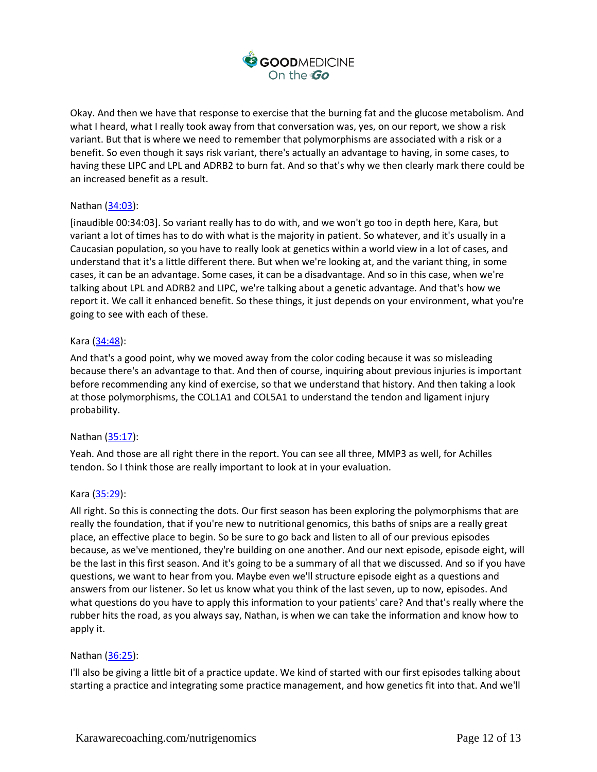Okay. And then we have that response to exercise that the burning fat and the glucose metabolism. And what I heard, what I really took away from that conversation was, yes, on our report, we show a risk variant. But that is where we need to remember that polymorphisms are associated with a risk or a benefit. So even though it says risk variant, there's actually an advantage to having, in some cases, to having these LIPC and LPL and ADRB2 to burn fat. And so that's why we then clearly mark there could be an increased benefit as a result.

Nathan ([34:03](#)):

[inaudible 00:34:03]. So variant really has to do with, and we won't go too in depth here, Kara, but variant a lot of times has to do with what is the majority in patient. So whatever, and it's usually in a Caucasian population, so you have to really look at genetics within a world view in a lot of cases, and understand that it's a little different there. But when we're looking at, and the variant thing, in some cases, it can be an advantage. Some cases, it can be a disadvantage. And so in this case, when we're talking about LPL and ADRB2 and LIPC, we're talking about a genetic advantage. And that's how we report it. We call it enhanced benefit. So these things, it just depends on your environment, what you're going to see with each of these.

Kara ([34:48](#)):

And that's a good point, why we moved away from the color coding because it was so misleading because there's an advantage to that. And then of course, inquiring about previous injuries is important before recommending any kind of exercise, so that we understand that history. And then taking a look at those polymorphisms, the COL1A1 and COL5A1 to understand the tendon and ligament injury probability.

Nathan ([35:17](#)):

Yeah. And those are all right there in the report. You can see all three, MMP3 as well, for Achilles tendon. So I think those are really important to look at in your evaluation.

Kara ([35:29](#)):

All right. So this is connecting the dots. Our first season has been exploring the polymorphisms that are really the foundation, that if you're new to nutritional genomics, this baths of snips are a really great place, an effective place to begin. So be sure to go back and listen to all of our previous episodes because, as we've mentioned, they're building on one another. And our next episode, episode eight, will be the last in this first season. And it's going to be a summary of all that we discussed. And so if you have questions, we want to hear from you. Maybe even we'll structure episode eight as a questions and answers from our listener. So let us know what you think of the last seven, up to now, episodes. And what questions do you have to apply this information to your patients' care? And that's really where the rubber hits the road, as you always say, Nathan, is when we can take the information and know how to apply it.

Nathan ([36:25](#)):

I'll also be giving a little bit of a practice update. We kind of started with our first episodes talking about starting a practice and integrating some practice management, and how genetics fit into that. And we'll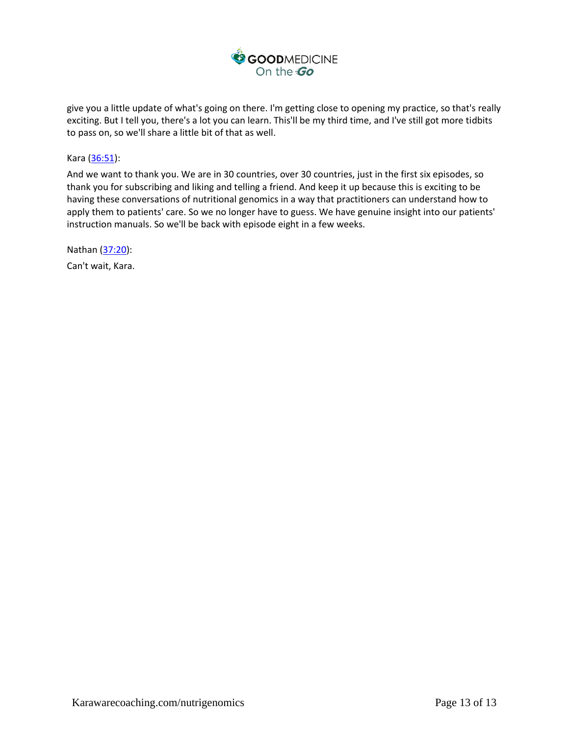give you a little update of what's going on there. I'm getting close to opening my practice, so that's really exciting. But I tell you, there's a lot you can learn. This'll be my third time, and I've still got more tidbits to pass on, so we'll share a little bit of that as well.

Kara (36:51):

And we want to thank you. We are in 30 countries, over 30 countries, just in the first six episodes, so thank you for subscribing and liking and telling a friend. And keep it up because this is exciting to be having these conversations of nutritional genomics in a way that practitioners can understand how to apply them to patients' care. So we no longer have to guess. We have genuine insight into our patients' instruction manuals. So we'll be back with episode eight in a few weeks.

Nathan (37:20):

Can't wait, Kara.